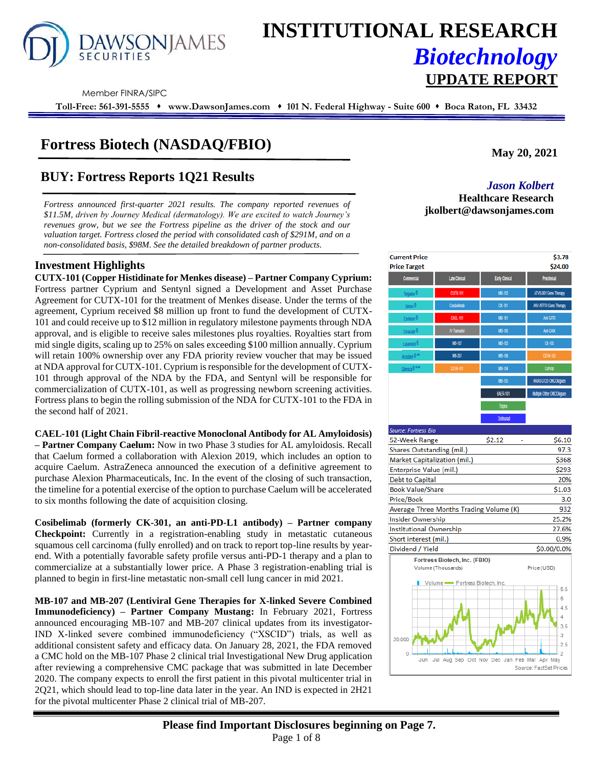# INSTITUTIONAL RESEARCH

## *Biotechnology*

## UPDATE REPORT

Member FINRA/SIPC

**Toll-Free: 561-391-5555 ♦ www.DawsonJames.com ♦ 101 N. Federal Highway - Suite 600 ♦ Boca Raton, FL 33432**

# Fortress Biotech (NASDAQ/FBIO)

**May 20, 2021**

## BUY: Fortress Reports 1Q21 Results

*Jason Kolbert*
**Healthcare Research**
**jkolbert@dawsonjames.com**

*Fortress announced first-quarter 2021 results. The company reported revenues of $11.5M, driven by Journey Medical (dermatology). We are excited to watch Journey's revenues grow, but we see the Fortress pipeline as the driver of the stock and our valuation target. Fortress closed the period with consolidated cash of $291M, and on a non-consolidated basis, $98M. See the detailed breakdown of partner products.*

### Investment Highlights

**CUTX-101 (Copper Histidinate for Menkes disease) – Partner Company Cyprium:** Fortress partner Cyprium and Sentynl signed a Development and Asset Purchase Agreement for CUTX-101 for the treatment of Menkes disease. Under the terms of the agreement, Cyprium received $8 million up front to fund the development of CUTX-101 and could receive up to $12 million in regulatory milestone payments through NDA approval, and is eligible to receive sales milestones plus royalties. Royalties start from mid single digits, scaling up to 25% on sales exceeding $100 million annually. Cyprium will retain 100% ownership over any FDA priority review voucher that may be issued at NDA approval for CUTX-101. Cyprium is responsible for the development of CUTX-101 through approval of the NDA by the FDA, and Sentynl will be responsible for commercialization of CUTX-101, as well as progressing newborn screening activities. Fortress plans to begin the rolling submission of the NDA for CUTX-101 to the FDA in the second half of 2021.

**CAEL-101 (Light Chain Fibril-reactive Monoclonal Antibody for AL Amyloidosis) – Partner Company Caelum:** Now in two Phase 3 studies for AL amyloidosis. Recall that Caelum formed a collaboration with Alexion 2019, which includes an option to acquire Caelum. AstraZeneca announced the execution of a definitive agreement to purchase Alexion Pharmaceuticals, Inc. In the event of the closing of such transaction, the timeline for a potential exercise of the option to purchase Caelum will be accelerated to six months following the date of acquisition closing.

**Cosibelimab (formerly CK-301, an anti-PD-L1 antibody) – Partner company Checkpoint:** Currently in a registration-enabling study in metastatic cutaneous squamous cell carcinoma (fully enrolled) and on track to report top-line results by year-end. With a potentially favorable safety profile versus anti-PD-1 therapy and a plan to commercialize at a substantially lower price. A Phase 3 registration-enabling trial is planned to begin in first-line metastatic non-small cell lung cancer in mid 2021.

**MB-107 and MB-207 (Lentiviral Gene Therapies for X-linked Severe Combined Immunodeficiency) – Partner Company Mustang:** In February 2021, Fortress announced encouraging MB-107 and MB-207 clinical updates from its investigator-IND X-linked severe combined immunodeficiency ("XSCID") trials, as well as additional consistent safety and efficacy data. On January 28, 2021, the FDA removed a CMC hold on the MB-107 Phase 2 clinical trial Investigational New Drug application after reviewing a comprehensive CMC package that was submitted in late December 2020. The company expects to enroll the first patient in this pivotal multicenter trial in 2Q21, which should lead to top-line data later in the year. An IND is expected in 2H21 for the pivotal multicenter Phase 2 clinical trial of MB-207.

| Current Price | $3.78 |
|---|---|
| Price Target | $24.00 |

| Commercial | Late Clinical | Early Clinical | Preclinical |
|---|---|---|---|
| Targadox® | CUTX-101 | MB-102 | ATVS-001 Gene Therapy |
| Ximino® | Cosibelimab | CK-101 | AAV-ATP7A Gene Therapy |
| Exelderm® | CAEL-101 | MB-101 | Anti-GITR |
| Ceracade® | IV Tramadol | MB-106 | Anti-CAIX |
| Luxamend® | MB-107 | MB-103 | CK-103 |
| Accutane®** | MB-207 | MB-108 | CEVA-102 |
| Qbrexza®*** | CEVA-101 | MB-104 | Caniva |
| | | MB-105 | KRAS G12D ONCOlogues |
| | | BAER-101 | Multiple Other ONCOlogues |
| | | Triplex | |
| | | Dotinurad | |

Source: Fortress Bio

| | | |
|---|---|---|
| 52-Week Range | $2.12 - | $6.10 |
| Shares Outstanding (mil.) | | 97.3 |
| Market Capitalization (mil.) | | $368 |
| Enterprise Value (mil.) | | $293 |
| Debt to Capital | | 20% |
| Book Value/Share | | $1.03 |
| Price/Book | | 3.0 |
| Average Three Months Trading Volume (K) | | 932 |
| Insider Ownership | | 25.2% |
| Institutional Ownership | | 27.6% |
| Short interest (mil.) | | 0.9% |
| Dividend / Yield | | $0.00/0.0% |

Fortress Biotech, Inc. (FBIO)
Volume (Thousands) — Price (USD)
Source: FactSet Prices

**Please find Important Disclosures beginning on Page 7.**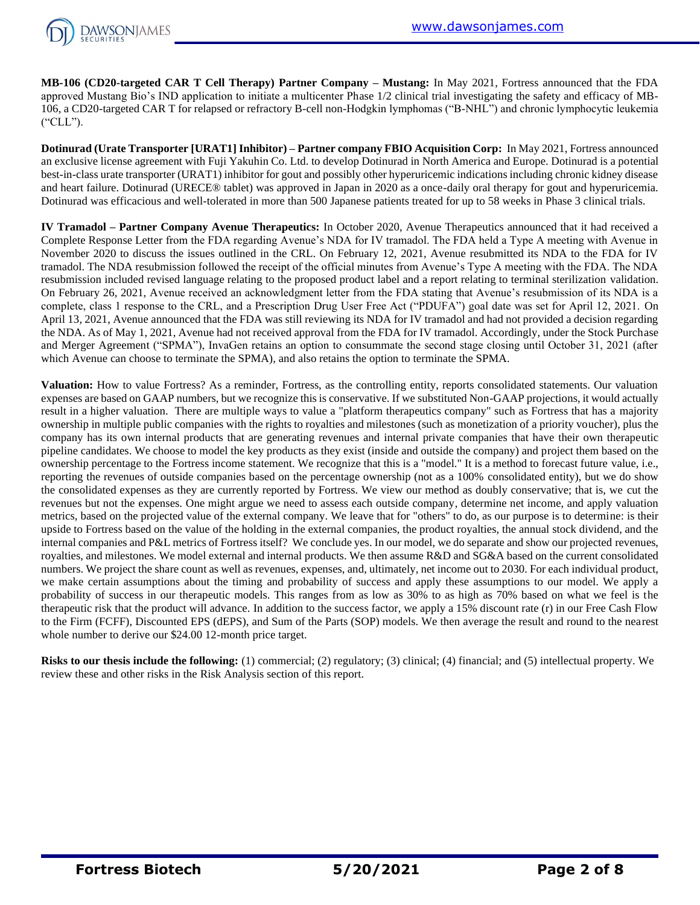**MB-106 (CD20-targeted CAR T Cell Therapy) Partner Company – Mustang:** In May 2021, Fortress announced that the FDA approved Mustang Bio's IND application to initiate a multicenter Phase 1/2 clinical trial investigating the safety and efficacy of MB-106, a CD20-targeted CAR T for relapsed or refractory B-cell non-Hodgkin lymphomas ("B-NHL") and chronic lymphocytic leukemia ("CLL").

**Dotinurad (Urate Transporter [URAT1] Inhibitor) – Partner company FBIO Acquisition Corp:** In May 2021, Fortress announced an exclusive license agreement with Fuji Yakuhin Co. Ltd. to develop Dotinurad in North America and Europe. Dotinurad is a potential best-in-class urate transporter (URAT1) inhibitor for gout and possibly other hyperuricemic indications including chronic kidney disease and heart failure. Dotinurad (URECE® tablet) was approved in Japan in 2020 as a once-daily oral therapy for gout and hyperuricemia. Dotinurad was efficacious and well-tolerated in more than 500 Japanese patients treated for up to 58 weeks in Phase 3 clinical trials.

**IV Tramadol – Partner Company Avenue Therapeutics:** In October 2020, Avenue Therapeutics announced that it had received a Complete Response Letter from the FDA regarding Avenue's NDA for IV tramadol. The FDA held a Type A meeting with Avenue in November 2020 to discuss the issues outlined in the CRL. On February 12, 2021, Avenue resubmitted its NDA to the FDA for IV tramadol. The NDA resubmission followed the receipt of the official minutes from Avenue's Type A meeting with the FDA. The NDA resubmission included revised language relating to the proposed product label and a report relating to terminal sterilization validation. On February 26, 2021, Avenue received an acknowledgment letter from the FDA stating that Avenue's resubmission of its NDA is a complete, class 1 response to the CRL, and a Prescription Drug User Free Act ("PDUFA") goal date was set for April 12, 2021. On April 13, 2021, Avenue announced that the FDA was still reviewing its NDA for IV tramadol and had not provided a decision regarding the NDA. As of May 1, 2021, Avenue had not received approval from the FDA for IV tramadol. Accordingly, under the Stock Purchase and Merger Agreement ("SPMA"), InvaGen retains an option to consummate the second stage closing until October 31, 2021 (after which Avenue can choose to terminate the SPMA), and also retains the option to terminate the SPMA.

**Valuation:** How to value Fortress? As a reminder, Fortress, as the controlling entity, reports consolidated statements. Our valuation expenses are based on GAAP numbers, but we recognize this is conservative. If we substituted Non-GAAP projections, it would actually result in a higher valuation. There are multiple ways to value a "platform therapeutics company" such as Fortress that has a majority ownership in multiple public companies with the rights to royalties and milestones (such as monetization of a priority voucher), plus the company has its own internal products that are generating revenues and internal private companies that have their own therapeutic pipeline candidates. We choose to model the key products as they exist (inside and outside the company) and project them based on the ownership percentage to the Fortress income statement. We recognize that this is a "model." It is a method to forecast future value, i.e., reporting the revenues of outside companies based on the percentage ownership (not as a 100% consolidated entity), but we do show the consolidated expenses as they are currently reported by Fortress. We view our method as doubly conservative; that is, we cut the revenues but not the expenses. One might argue we need to assess each outside company, determine net income, and apply valuation metrics, based on the projected value of the external company. We leave that for "others" to do, as our purpose is to determine: is their upside to Fortress based on the value of the holding in the external companies, the product royalties, the annual stock dividend, and the internal companies and P&L metrics of Fortress itself? We conclude yes. In our model, we do separate and show our projected revenues, royalties, and milestones. We model external and internal products. We then assume R&D and SG&A based on the current consolidated numbers. We project the share count as well as revenues, expenses, and, ultimately, net income out to 2030. For each individual product, we make certain assumptions about the timing and probability of success and apply these assumptions to our model. We apply a probability of success in our therapeutic models. This ranges from as low as 30% to as high as 70% based on what we feel is the therapeutic risk that the product will advance. In addition to the success factor, we apply a 15% discount rate (r) in our Free Cash Flow to the Firm (FCFF), Discounted EPS (dEPS), and Sum of the Parts (SOP) models. We then average the result and round to the nearest whole number to derive our $24.00 12-month price target.

**Risks to our thesis include the following:** (1) commercial; (2) regulatory; (3) clinical; (4) financial; and (5) intellectual property. We review these and other risks in the Risk Analysis section of this report.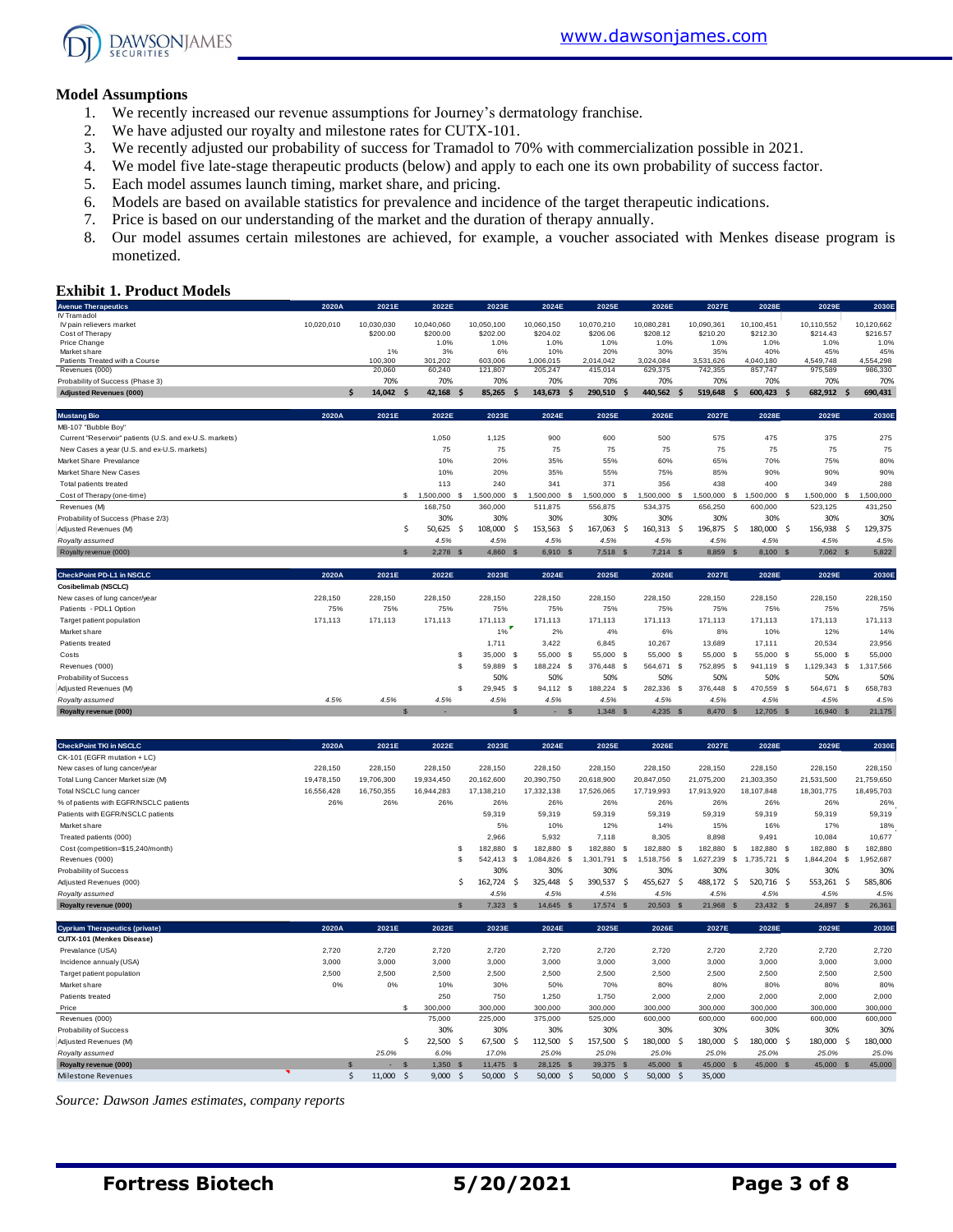## Model Assumptions

1. We recently increased our revenue assumptions for Journey's dermatology franchise.
2. We have adjusted our royalty and milestone rates for CUTX-101.
3. We recently adjusted our probability of success for Tramadol to 70% with commercialization possible in 2021.
4. We model five late-stage therapeutic products (below) and apply to each one its own probability of success factor.
5. Each model assumes launch timing, market share, and pricing.
6. Models are based on available statistics for prevalence and incidence of the target therapeutic indications.
7. Price is based on our understanding of the market and the duration of therapy annually.
8. Our model assumes certain milestones are achieved, for example, a voucher associated with Menkes disease program is monetized.

## Exhibit 1. Product Models

| Avenue Therapeutics | 2020A | 2021E | 2022E | 2023E | 2024E | 2025E | 2026E | 2027E | 2028E | 2029E | 2030E |
|---|---|---|---|---|---|---|---|---|---|---|---|
| IV Tramadol | | | | | | | | | | | |
| IV pain relievers market | 10,020,010 | 10,030,030 | 10,040,060 | 10,050,100 | 10,060,150 | 10,070,210 | 10,080,281 | 10,090,361 | 10,100,451 | 10,110,552 | 10,120,662 |
| Cost of Therapy | | $200.00 | $200.00 | $202.00 | $204.02 | $206.06 | $208.12 | $210.20 | $212.30 | $214.43 | $216.57 |
| Price Change | | | 1.0% | 1.0% | 1.0% | 1.0% | 1.0% | 1.0% | 1.0% | 1.0% | 1.0% |
| Market share | | 1% | 3% | 6% | 10% | 20% | 30% | 35% | 40% | 45% | 45% |
| Patients Treated with a Course | | 100,300 | 301,202 | 603,006 | 1,006,015 | 2,014,042 | 3,024,084 | 3,531,626 | 4,040,180 | 4,549,748 | 4,554,298 |
| Revenues (000) | | 20,060 | 60,240 | 121,807 | 205,247 | 415,014 | 629,375 | 742,355 | 857,747 | 975,589 | 986,330 |
| Probability of Success (Phase 3) | | 70% | 70% | 70% | 70% | 70% | 70% | 70% | 70% | 70% | 70% |
| **Adjusted Revenues (000)** | | **$ 14,042** | **$ 42,168** | **$ 85,265** | **$ 143,673** | **$ 290,510** | **$ 440,562** | **$ 519,648** | **$ 600,423** | **$ 682,912** | **$ 690,431** |

| Mustang Bio | 2020A | 2021E | 2022E | 2023E | 2024E | 2025E | 2026E | 2027E | 2028E | 2029E | 2030E |
|---|---|---|---|---|---|---|---|---|---|---|---|
| MB-107 "Bubble Boy" | | | | | | | | | | | |
| Current "Reservoir" patients (U.S. and ex-U.S. markets) | | | 1,050 | 1,125 | 900 | 600 | 500 | 575 | 475 | 375 | 275 |
| New Cases a year (U.S. and ex-U.S. markets) | | | 75 | 75 | 75 | 75 | 75 | 75 | 75 | 75 | 75 |
| Market Share Prevalance | | | 10% | 20% | 35% | 55% | 60% | 65% | 70% | 75% | 80% |
| Market Share New Cases | | | 10% | 20% | 35% | 55% | 75% | 85% | 90% | 90% | 90% |
| Total patients treated | | | 113 | 240 | 341 | 371 | 356 | 438 | 400 | 349 | 288 |
| Cost of Therapy (one-time) | | | $ 1,500,000 | $ 1,500,000 | $ 1,500,000 | $ 1,500,000 | $ 1,500,000 | $ 1,500,000 | $ 1,500,000 | $ 1,500,000 | $ 1,500,000 |
| Revenues (M) | | | 168,750 | 360,000 | 511,875 | 556,875 | 534,375 | 656,250 | 600,000 | 523,125 | 431,250 |
| Probability of Success (Phase 2/3) | | | 30% | 30% | 30% | 30% | 30% | 30% | 30% | 30% | 30% |
| Adjusted Revenues (M) | | | $ 50,625 | $ 108,000 | $ 153,563 | $ 167,063 | $ 160,313 | $ 196,875 | $ 180,000 | $ 156,938 | $ 129,375 |
| *Royalty assumed* | | | *4.5%* | *4.5%* | *4.5%* | *4.5%* | *4.5%* | *4.5%* | *4.5%* | *4.5%* | *4.5%* |
| Royalty revenue (000) | | | $ 2,278 | $ 4,860 | $ 6,910 | $ 7,518 | $ 7,214 | $ 8,859 | $ 8,100 | $ 7,062 | $ 5,822 |

| CheckPoint PD-L1 in NSCLC | 2020A | 2021E | 2022E | 2023E | 2024E | 2025E | 2026E | 2027E | 2028E | 2029E | 2030E |
|---|---|---|---|---|---|---|---|---|---|---|---|
| **Cosibelimab (NSCLC)** | | | | | | | | | | | |
| New cases of lung cancer/year | 228,150 | 228,150 | 228,150 | 228,150 | 228,150 | 228,150 | 228,150 | 228,150 | 228,150 | 228,150 | 228,150 |
| Patients - PDL1 Option | 75% | 75% | 75% | 75% | 75% | 75% | 75% | 75% | 75% | 75% | 75% |
| Target patient population | 171,113 | 171,113 | 171,113 | 171,113 | 171,113 | 171,113 | 171,113 | 171,113 | 171,113 | 171,113 | 171,113 |
| Market share | | | | 1% | 2% | 4% | 6% | 8% | 10% | 12% | 14% |
| Patients treated | | | | 1,711 | 3,422 | 6,845 | 10,267 | 13,689 | 17,111 | 20,534 | 23,956 |
| Costs | | | | $ 35,000 | $ 55,000 | $ 55,000 | $ 55,000 | $ 55,000 | $ 55,000 | $ 55,000 | $ 55,000 |
| Revenues ('000) | | | | $ 59,889 | $ 188,224 | $ 376,448 | $ 564,671 | $ 752,895 | $ 941,119 | $ 1,129,343 | $ 1,317,566 |
| Probability of Success | | | | 50% | 50% | 50% | 50% | 50% | 50% | 50% | 50% |
| Adjusted Revenues (M) | | | | $ 29,945 | $ 94,112 | $ 188,224 | $ 282,336 | $ 376,448 | $ 470,559 | $ 564,671 | $ 658,783 |
| *Royalty assumed* | *4.5%* | *4.5%* | *4.5%* | *4.5%* | *4.5%* | *4.5%* | *4.5%* | *4.5%* | *4.5%* | *4.5%* | *4.5%* |
| **Royalty revenue (000)** | | **$ -** | | **$ -** | | **$ 1,348** | **$ 4,235** | **$ 8,470** | **$ 12,705** | **$ 16,940** | **$ 21,175** |

| CheckPoint TKI in NSCLC | 2020A | 2021E | 2022E | 2023E | 2024E | 2025E | 2026E | 2027E | 2028E | 2029E | 2030E |
|---|---|---|---|---|---|---|---|---|---|---|---|
| CK-101 (EGFR mutation + LC) | | | | | | | | | | | |
| New cases of lung cancer/year | 228,150 | 228,150 | 228,150 | 228,150 | 228,150 | 228,150 | 228,150 | 228,150 | 228,150 | 228,150 | 228,150 |
| Total Lung Cancer Market size (M) | 19,478,150 | 19,706,300 | 19,934,450 | 20,162,600 | 20,390,750 | 20,618,900 | 20,847,050 | 21,075,200 | 21,303,350 | 21,531,500 | 21,759,650 |
| Total NSCLC lung cancer | 16,556,428 | 16,750,355 | 16,944,283 | 17,138,210 | 17,332,138 | 17,526,065 | 17,719,993 | 17,913,920 | 18,107,848 | 18,301,775 | 18,495,703 |
| % of patients with EGFR/NSCLC patients | 26% | 26% | 26% | 26% | 26% | 26% | 26% | 26% | 26% | 26% | 26% |
| Patients with EGFR/NSCLC patients | | | | 59,319 | 59,319 | 59,319 | 59,319 | 59,319 | 59,319 | 59,319 | 59,319 |
| Market share | | | | 5% | 10% | 12% | 14% | 15% | 16% | 17% | 18% |
| Treated patients (000) | | | | 2,966 | 5,932 | 7,118 | 8,305 | 8,898 | 9,491 | 10,084 | 10,677 |
| Cost (competition=$15,240/month) | | | | $ 182,880 | $ 182,880 | $ 182,880 | $ 182,880 | $ 182,880 | $ 182,880 | $ 182,880 | $ 182,880 |
| Revenues ('000) | | | | $ 542,413 | $ 1,084,826 | $ 1,301,791 | $ 1,518,756 | $ 1,627,239 | $ 1,735,721 | $ 1,844,204 | $ 1,952,687 |
| Probability of Success | | | | 30% | 30% | 30% | 30% | 30% | 30% | 30% | 30% |
| Adjusted Revenues (000) | | | | $ 162,724 | $ 325,448 | $ 390,537 | $ 455,627 | $ 488,172 | $ 520,716 | $ 553,261 | $ 585,806 |
| *Royalty assumed* | | | | *4.5%* | *4.5%* | *4.5%* | *4.5%* | *4.5%* | *4.5%* | *4.5%* | *4.5%* |
| **Royalty revenue (000)** | | | | **$ 7,323** | **$ 14,645** | **$ 17,574** | **$ 20,503** | **$ 21,968** | **$ 23,432** | **$ 24,897** | **$ 26,361** |

| Cyprium Therapeutics (private) | 2020A | 2021E | 2022E | 2023E | 2024E | 2025E | 2026E | 2027E | 2028E | 2029E | 2030E |
|---|---|---|---|---|---|---|---|---|---|---|---|
| **CUTX-101 (Menkes Disease)** | | | | | | | | | | | |
| Prevalance (USA) | 2,720 | 2,720 | 2,720 | 2,720 | 2,720 | 2,720 | 2,720 | 2,720 | 2,720 | 2,720 | 2,720 |
| Incidence annualy (USA) | 3,000 | 3,000 | 3,000 | 3,000 | 3,000 | 3,000 | 3,000 | 3,000 | 3,000 | 3,000 | 3,000 |
| Target patient population | 2,500 | 2,500 | 2,500 | 2,500 | 2,500 | 2,500 | 2,500 | 2,500 | 2,500 | 2,500 | 2,500 |
| Market share | 0% | 0% | 10% | 30% | 50% | 70% | 80% | 80% | 80% | 80% | 80% |
| Patients treated | | | 250 | 750 | 1,250 | 1,750 | 2,000 | 2,000 | 2,000 | 2,000 | 2,000 |
| Price | | | $ 300,000 | 300,000 | 300,000 | 300,000 | 300,000 | 300,000 | 300,000 | 300,000 | 300,000 |
| Revenues (000) | | | 75,000 | 225,000 | 375,000 | 525,000 | 600,000 | 600,000 | 600,000 | 600,000 | 600,000 |
| Probability of Success | | | 30% | 30% | 30% | 30% | 30% | 30% | 30% | 30% | 30% |
| Adjusted Revenues (M) | | | $ 22,500 | $ 67,500 | $ 112,500 | $ 157,500 | $ 180,000 | $ 180,000 | $ 180,000 | $ 180,000 | $ 180,000 |
| *Royalty assumed* | | *25.0%* | *6.0%* | *17.0%* | *25.0%* | *25.0%* | *25.0%* | *25.0%* | *25.0%* | *25.0%* | *25.0%* |
| **Royalty revenue (000)** | | **$ -** | **$ 1,350** | **$ 11,475** | **$ 28,125** | **$ 39,375** | **$ 45,000** | **$ 45,000** | **$ 45,000** | **$ 45,000** | **$ 45,000** |
| Milestone Revenues | | $ 11,000 | $ 9,000 | $ 50,000 | $ 50,000 | $ 50,000 | $ 50,000 | 35,000 | | | |

*Source: Dawson James estimates, company reports*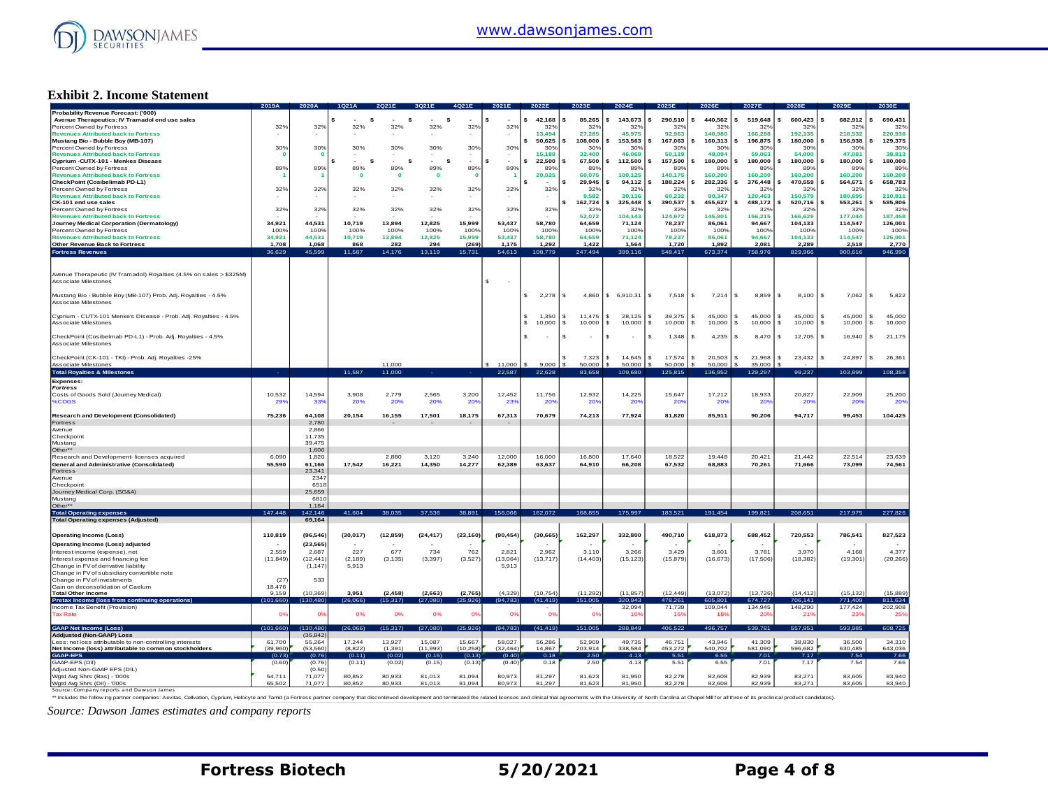## Exhibit 2. Income Statement

| | 2019A | 2020A | 1Q21A | 2Q21E | 3Q21E | 4Q21E | 2021E | 2022E | 2023E | 2024E | 2025E | 2026E | 2027E | 2028E | 2029E | 2030E |
|---|---|---|---|---|---|---|---|---|---|---|---|---|---|---|---|---|
| **Probability Revenue Forecast: ('000)** | | | | | | | | | | | | | | | | |
| Avenue Therapeutics: IV Tramadol end use sales | | | $ - | $ - | $ - | $ - | $ - | $ 42,168 | $ 85,265 | $ 143,673 | $ 290,510 | $ 440,562 | $ 519,648 | $ 600,423 | $ 682,912 | $ 690,431 |
| Percent Owned by Fortress | 32% | 32% | 32% | 32% | 32% | 32% | 32% | 32% | 32% | 32% | 32% | 32% | 32% | 32% | 32% | 32% |
| Revenues Attributed back to Fortress | - | - | - | - | - | - | - | 13,494 | 27,285 | 45,975 | 92,963 | 140,980 | 166,288 | 192,135 | 218,532 | 220,938 |
| Mustang Bio - Bubble Boy (MB-107) | | | | | | | | $ 50,625 | $ 108,000 | $ 153,563 | $ 167,063 | $ 160,313 | $ 196,875 | $ 180,000 | $ 156,938 | $ 129,375 |
| Percent Owned by Fortress | 30% | 30% | 30% | 30% | 30% | 30% | 30% | 30% | 30% | 30% | 30% | 30% | 30% | 30% | 30% | 30% |
| Revenues Attributed back to Fortress | 0 | 0 | - | - | - | - | - | 15,188 | 32,400 | 46,069 | 50,119 | 48,094 | 59,063 | 54,000 | 47,081 | 38,813 |
| Cyprium -CUTX-101 - Menkes Disease | | | $ - | $ - | $ - | $ - | $ - | $ 22,500 | $ 67,500 | $ 112,500 | $ 157,500 | $ 180,000 | $ 180,000 | $ 180,000 | $ 180,000 | $ 180,000 |
| Percent Owned by Fortress | 89% | 89% | 89% | 89% | 89% | 89% | 89% | 89% | 89% | 89% | 89% | 89% | 89% | 89% | 89% | 89% |
| Revenues Attributed back to Fortress | 1 | 1 | 0 | 0 | 0 | 0 | 1 | 20,025 | 60,075 | 100,125 | 140,175 | 160,200 | 160,200 | 160,200 | 160,200 | 160,200 |
| CheckPoint (Cosibelimab PD-L1) | | | | | | | | $ - | $ 29,945 | $ 94,112 | $ 188,224 | $ 282,336 | $ 376,448 | $ 470,559 | $ 564,671 | $ 658,783 |
| Percent Owned by Fortress | 32% | 32% | 32% | 32% | 32% | 32% | 32% | 32% | 32% | 32% | 32% | 32% | 32% | 32% | 32% | 32% |
| Revenues Attributed back to Fortress | - | - | - | - | - | - | - | - | 9,582 | 30,116 | 60,232 | 90,347 | 120,463 | 150,579 | 180,695 | 210,811 |
| CK-101 end use sales | | | | | | | | | $ 162,724 | $ 325,448 | $ 390,537 | $ 455,627 | $ 488,172 | $ 520,716 | $ 553,261 | $ 585,806 |
| Percent Owned by Fortress | 32% | 32% | 32% | 32% | 32% | 32% | 32% | 32% | 32% | 32% | 32% | 32% | 32% | 32% | 32% | 32% |
| Revenues Attributed back to Fortress | - | - | - | - | - | - | - | - | 52,072 | 104,143 | 124,972 | 145,801 | 156,215 | 166,629 | 177,044 | 187,458 |
| Journey Medical Corporation (Dermatology) | 34,921 | 44,531 | 10,719 | 13,894 | 12,825 | 15,999 | 53,437 | 58,780 | 64,659 | 71,124 | 78,237 | 86,061 | 94,667 | 104,133 | 114,547 | 126,001 |
| Percent Owned by Fortress | 100% | 100% | 100% | 100% | 100% | 100% | 100% | 100% | 100% | 100% | 100% | 100% | 100% | 100% | 100% | 100% |
| Revenues Attributed back to Fortress | 34,921 | 44,531 | 10,719 | 13,894 | 12,825 | 15,999 | 53,437 | 58,780 | 64,659 | 71,124 | 78,237 | 86,061 | 94,667 | 104,133 | 114,547 | 126,001 |
| Other Revenue Back to Fortress | 1,708 | 1,068 | 868 | 282 | 294 | (269) | 1,175 | 1,292 | 1,422 | 1,564 | 1,720 | 1,892 | 2,081 | 2,289 | 2,518 | 2,770 |
| **Fortress Revenues** | 36,629 | 45,599 | 11,587 | 14,176 | 13,119 | 15,731 | 54,613 | 108,779 | 247,494 | 399,116 | 548,417 | 673,374 | 758,976 | 829,966 | 900,616 | 946,990 |
| | | | | | | | | | | | | | | | | |
| Avenue Therapeutic (IV Tramadol) Royalties (4.5% on sales > $325M) | | | | | | | | | | | | | | | | |
| Associate Milestones | | | | | | | $ - | | | | | | | | | |
| Mustang Bio - Bubble Boy (MB-107) Prob. Adj. Royalties - 4.5% | | | | | | | | $ 2,278 | $ 4,860 | $ 6,910.31 | $ 7,518 | $ 7,214 | $ 8,859 | $ 8,100 | $ 7,062 | $ 5,822 |
| Associate Milestones | | | | | | | | | | | | | | | | |
| Cyprium - CUTX-101 Menke's Disease - Prob. Adj. Royalties - 4.5% | | | | | | | | $ 1,350 | $ 11,475 | $ 28,125 | $ 39,375 | $ 45,000 | $ 45,000 | $ 45,000 | $ 45,000 | $ 45,000 |
| Associate Milestones | | | | | | | | $ 10,000 | $ 10,000 | $ 10,000 | $ 10,000 | $ 10,000 | $ 10,000 | $ 10,000 | $ 10,000 | $ 10,000 |
| CheckPoint (Cosibelimab PD-L1) - Prob. Adj. Royalties - 4.5% | | | | | | | | $ - | $ - | $ - | $ 1,348 | $ 4,235 | $ 8,470 | $ 12,705 | $ 16,940 | $ 21,175 |
| Associate Milestones | | | | | | | | | | | | | | | | |
| CheckPoint (CK-101 - TKI) - Prob. Adj. Royalties -25% | | | | | | | | | $ 7,323 | $ 14,645 | $ 17,574 | $ 20,503 | $ 21,968 | $ 23,432 | $ 24,897 | $ 26,361 |
| Associate Milestones | | | | 11,000 | | | $ 11,000 | $ 9,000 | $ 50,000 | $ 50,000 | $ 50,000 | $ 50,000 | $ 35,000 | $ - | | |
| **Total Royalties & Milestones** | - | | 11,587 | 11,000 | - | - | 22,587 | 22,628 | 83,658 | 109,680 | 125,815 | 136,952 | 129,297 | 99,237 | 103,899 | 108,358 |
| **Expenses:** | | | | | | | | | | | | | | | | |
| ***Fortress*** | | | | | | | | | | | | | | | | |
| Costs of Goods Sold (Journey Medical) | 10,532 | 14,594 | 3,908 | 2,779 | 2,565 | 3,200 | 12,452 | 11,756 | 12,932 | 14,225 | 15,647 | 17,212 | 18,933 | 20,827 | 22,909 | 25,200 |
| %COGS | 29% | 33% | 20% | 20% | 20% | 20% | 23% | 20% | 20% | 20% | 20% | 20% | 20% | 20% | 20% | 20% |
| **Research and Development (Consolidated)** | 75,236 | 64,108 | 20,154 | 16,155 | 17,501 | 18,175 | 67,313 | 70,679 | 74,213 | 77,924 | 81,820 | 85,911 | 90,206 | 94,717 | 99,453 | 104,425 |
| Fortress | | 2,780 | | - | - | - | - | | | | | | | | | |
| Avenue | | 2,866 | | | | | | | | | | | | | | |
| Checkpoint | | 11,735 | | | | | | | | | | | | | | |
| Mustang | | 39,475 | | | | | | | | | | | | | | |
| Other** | | 1,606 | | | | | | | | | | | | | | |
| Research and Development- licenses acquired | 6,090 | 1,820 | | 2,880 | 3,120 | 3,240 | 12,000 | 16,000 | 16,800 | 17,640 | 18,522 | 19,448 | 20,421 | 21,442 | 22,514 | 23,639 |
| **General and Administrative (Consolidated)** | 55,590 | 61,166 | 17,542 | 16,221 | 14,350 | 14,277 | 62,389 | 63,637 | 64,910 | 66,208 | 67,532 | 68,883 | 70,261 | 71,666 | 73,099 | 74,561 |
| Fortress | | 23,341 | | | | | | | | | | | | | | |
| Avenue | | 2347 | | | | | | | | | | | | | | |
| Checkpoint | | 6518 | | | | | | | | | | | | | | |
| Journey Medical Corp. (SG&A) | | 25,659 | | | | | | | | | | | | | | |
| Mustang | | 6810 | | | | | | | | | | | | | | |
| Other** | | 1,184 | | | | | | | | | | | | | | |
| **Total Operating expenses** | 147,448 | 142,146 | 41,604 | 38,035 | 37,536 | 38,891 | 156,066 | 162,072 | 168,855 | 175,997 | 183,521 | 191,454 | 199,821 | 208,651 | 217,975 | 227,826 |
| **Total Operating expenses (Adjusted)** | | 69,164 | | | | | | | | | | | | | | |
| | | | | | | | | | | | | | | | | |
| **Operating Income (Loss)** | 110,819 | (96,546) | (30,017) | (12,859) | (24,417) | (23,160) | (90,454) | (30,665) | 162,297 | 332,800 | 490,710 | 618,873 | 688,452 | 720,553 | 786,541 | 827,523 |
| **Operating Income (Loss) adjusted** | - | (23,565) | - | - | - | - | - | - | - | - | - | - | - | - | - | - |
| Interest income (expense), net | 2,559 | 2,687 | 227 | 677 | 734 | 762 | 2,821 | 2,962 | 3,110 | 3,266 | 3,429 | 3,601 | 3,781 | 3,970 | 4,168 | 4,377 |
| Interest expense and financing fee | (11,849) | (12,441) | (2,189) | (3,135) | (3,397) | (3,527) | (13,064) | (13,717) | (14,403) | (15,123) | (15,879) | (16,673) | (17,506) | (18,382) | (19,301) | (20,266) |
| Change in FV of derivative liability | | (1,147) | 5,913 | | | | 5,913 | | | | | | | | | |
| Change in FV of subsidiary convertible note | | | | | | | | | | | | | | | | |
| Change in FV of investments | (27) | 533 | | | | | | | | | | | | | | |
| Gain on deconsolidation of Caelum | 18,476 | | | | | | | | | | | | | | | |
| **Total Other Income** | 9,159 | (10,369) | 3,951 | (2,458) | (2,663) | (2,765) | (4,329) | (10,754) | (11,292) | (11,857) | (12,449) | (13,072) | (13,726) | (14,412) | (15,132) | (15,889) |
| **Pretax Income (loss from continuing operations)** | (101,660) | (130,480) | (26,066) | (15,317) | (27,080) | (25,926) | (94,783) | (41,419) | 151,005 | 320,943 | 478,261 | 605,801 | 674,727 | 706,141 | 771,409 | 811,634 |
| Income Tax Benefit (Provision) | | | | | | | | - | - | 32,094 | 71,739 | 109,044 | 134,945 | 148,290 | 177,424 | 202,908 |
| Tax Rate | 0% | 0% | 0% | 0% | 0% | 0% | 0% | 0% | 0% | 10% | 15% | 18% | 20% | 21% | 23% | 25% |
| | | | | | | | | | | | | | | | | |
| **GAAP Net Income (Loss)** | (101,660) | (130,480) | (26,066) | (15,317) | (27,080) | (25,926) | (94,783) | (41,419) | 151,005 | 288,849 | 406,522 | 496,757 | 539,781 | 557,851 | 593,985 | 608,725 |
| **Addjusted (Non-GAAP) Loss** | | (35,842) | | | | | | | | | | | | | | |
| Less: net loss attributable to non-controlling interests | 61,700 | 55,264 | 17,244 | 13,927 | 15,087 | 15,667 | 58,027 | 56,286 | 52,909 | 49,735 | 46,751 | 43,946 | 41,309 | 38,830 | 36,500 | 34,310 |
| **Net Income (loss) attributable to common stockholders** | (39,960) | (53,560) | (8,822) | (1,391) | (11,993) | (10,258) | (32,464) | 14,867 | 203,914 | 338,584 | 453,272 | 540,702 | 581,090 | 596,682 | 630,485 | 643,036 |
| **GAAP-EPS** | (0.73) | (0.76) | (0.11) | (0.02) | (0.15) | (0.13) | (0.40) | 0.18 | 2.50 | 4.13 | 5.51 | 6.55 | 7.01 | 7.17 | 7.54 | 7.66 |
| GAAP-EPS (Dil) | (0.60) | (0.76) | (0.11) | (0.02) | (0.15) | (0.13) | (0.40) | 0.18 | 2.50 | 4.13 | 5.51 | 6.55 | 7.01 | 7.17 | 7.54 | 7.66 |
| Adjusted Non-GAAP EPS (DIL) | | (0.50) | | | | | | | | | | | | | | |
| Wgtd Avg Shrs (Bas) - '000s | 54,711 | 71,077 | 80,852 | 80,933 | 81,013 | 81,094 | 80,973 | 81,297 | 81,623 | 81,950 | 82,278 | 82,608 | 82,939 | 83,271 | 83,605 | 83,940 |
| Wgtd Avg Shrs (Dil) - '000s | 65,502 | 71,077 | 80,852 | 80,933 | 81,013 | 81,094 | 80,973 | 81,297 | 81,623 | 81,950 | 82,278 | 82,608 | 82,939 | 83,271 | 83,605 | 83,940 |

Source: Company reports and Dawson James

** Includes the following partner companies: Aevitas, Cellvation, Cyprium, Helocyte and Tamid (a Fortress partner company that discontinued development and terminated the related licenses and clinical trial agreements with the University of North Carolina at Chapel Hill for all three of its preclinical product candidates).

*Source: Dawson James estimates and company reports*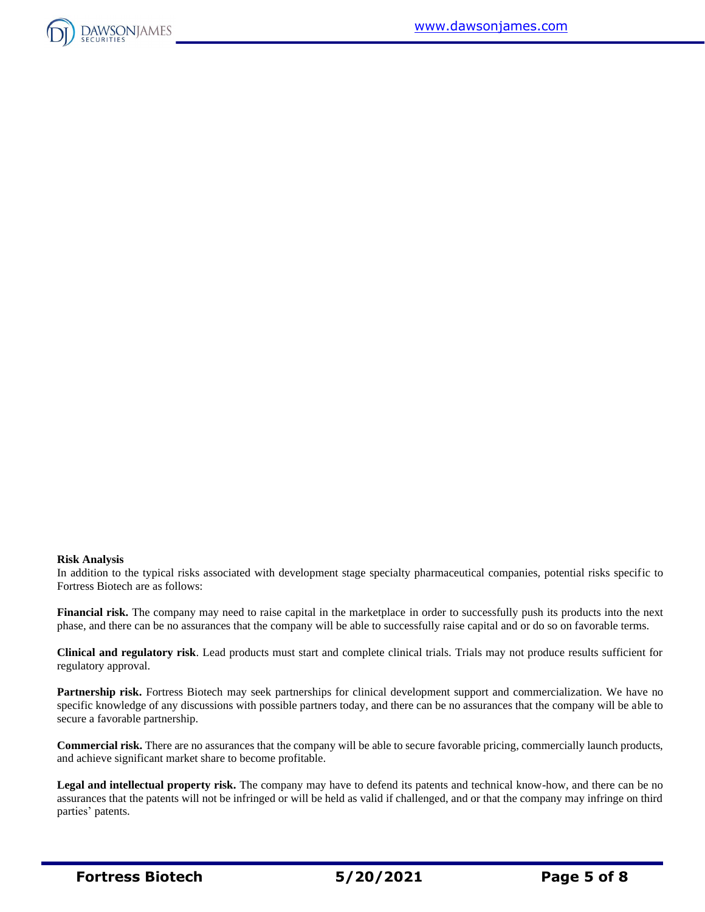**Risk Analysis**

In addition to the typical risks associated with development stage specialty pharmaceutical companies, potential risks specific to Fortress Biotech are as follows:

**Financial risk.** The company may need to raise capital in the marketplace in order to successfully push its products into the next phase, and there can be no assurances that the company will be able to successfully raise capital and or do so on favorable terms.

**Clinical and regulatory risk**. Lead products must start and complete clinical trials. Trials may not produce results sufficient for regulatory approval.

**Partnership risk.** Fortress Biotech may seek partnerships for clinical development support and commercialization. We have no specific knowledge of any discussions with possible partners today, and there can be no assurances that the company will be able to secure a favorable partnership.

**Commercial risk.** There are no assurances that the company will be able to secure favorable pricing, commercially launch products, and achieve significant market share to become profitable.

**Legal and intellectual property risk.** The company may have to defend its patents and technical know-how, and there can be no assurances that the patents will not be infringed or will be held as valid if challenged, and or that the company may infringe on third parties' patents.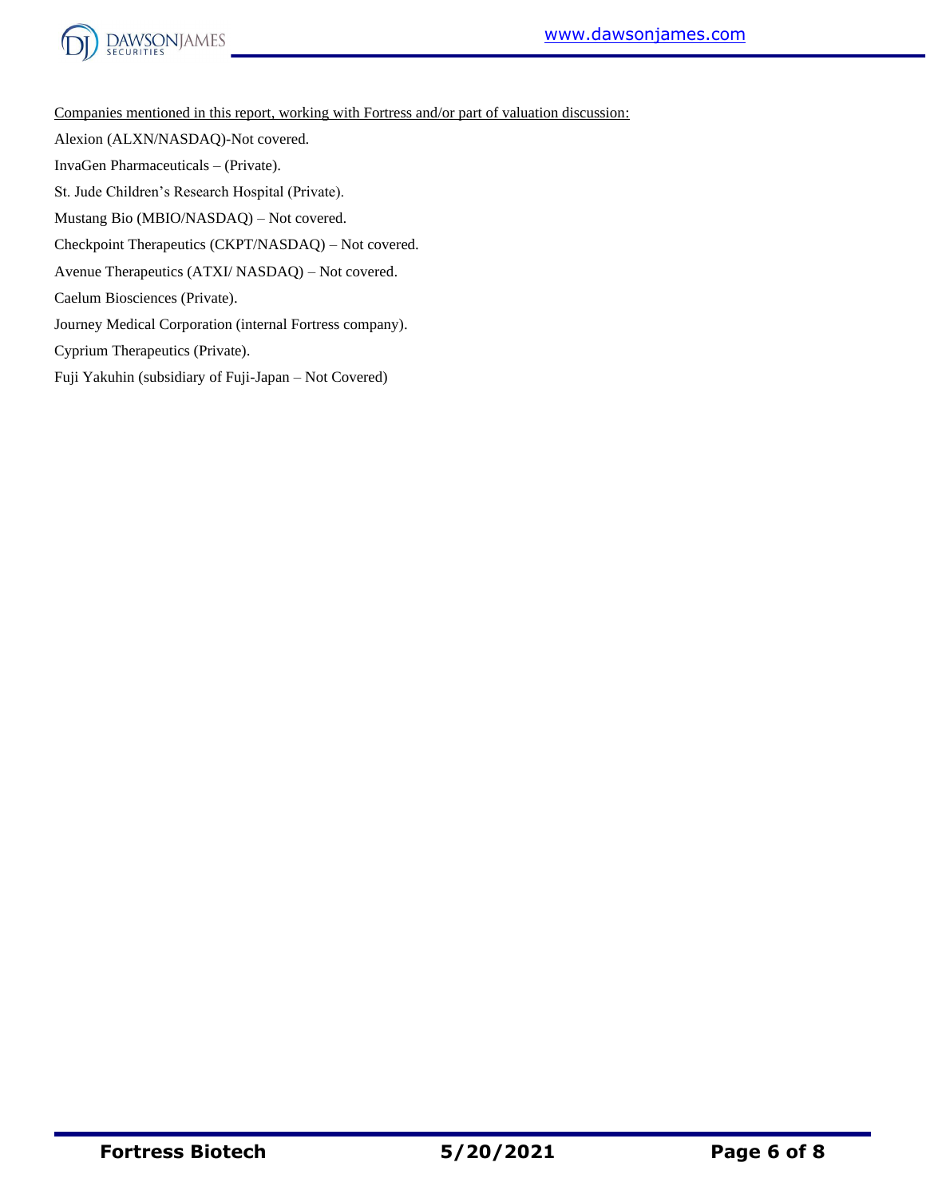<u>Companies mentioned in this report, working with Fortress and/or part of valuation discussion:</u>

Alexion (ALXN/NASDAQ)-Not covered.

InvaGen Pharmaceuticals – (Private).

St. Jude Children's Research Hospital (Private).

Mustang Bio (MBIO/NASDAQ) – Not covered.

Checkpoint Therapeutics (CKPT/NASDAQ) – Not covered.

Avenue Therapeutics (ATXI/ NASDAQ) – Not covered.

Caelum Biosciences (Private).

Journey Medical Corporation (internal Fortress company).

Cyprium Therapeutics (Private).

Fuji Yakuhin (subsidiary of Fuji-Japan – Not Covered)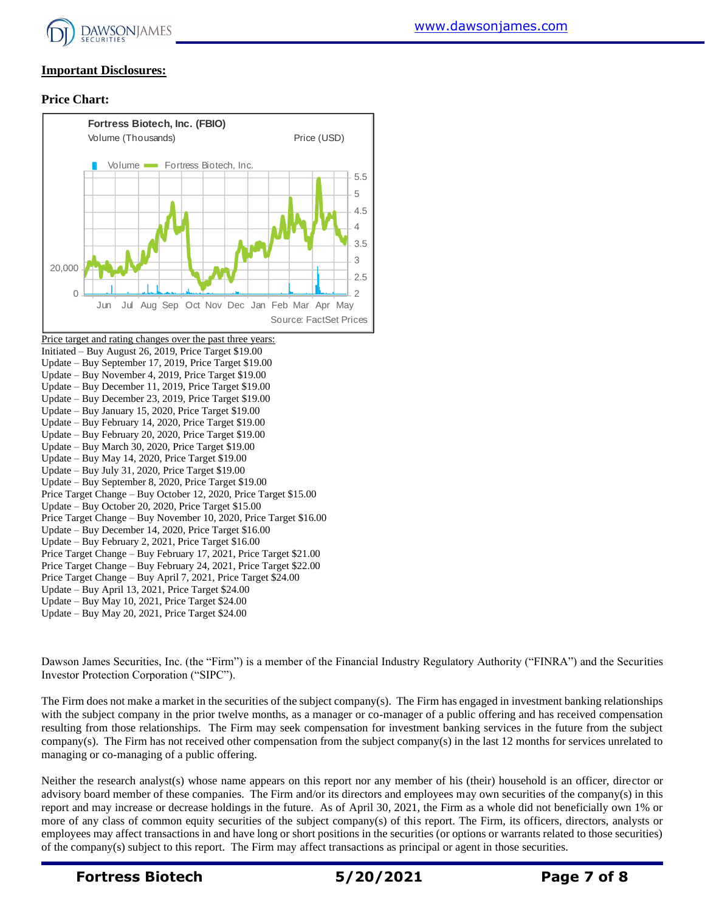**Important Disclosures:**

**Price Chart:**

Fortress Biotech, Inc. (FBIO)

Volume (Thousands) Price (USD)

Volume Fortress Biotech, Inc.

Source: FactSet Prices

Price target and rating changes over the past three years:

Initiated – Buy August 26, 2019, Price Target $19.00
Update – Buy September 17, 2019, Price Target $19.00
Update – Buy November 4, 2019, Price Target $19.00
Update – Buy December 11, 2019, Price Target $19.00
Update – Buy December 23, 2019, Price Target $19.00
Update – Buy January 15, 2020, Price Target $19.00
Update – Buy February 14, 2020, Price Target $19.00
Update – Buy February 20, 2020, Price Target $19.00
Update – Buy March 30, 2020, Price Target $19.00
Update – Buy May 14, 2020, Price Target $19.00
Update – Buy July 31, 2020, Price Target $19.00
Update – Buy September 8, 2020, Price Target $19.00
Price Target Change – Buy October 12, 2020, Price Target $15.00
Update – Buy October 20, 2020, Price Target $15.00
Price Target Change – Buy November 10, 2020, Price Target $16.00
Update – Buy December 14, 2020, Price Target $16.00
Update – Buy February 2, 2021, Price Target $16.00
Price Target Change – Buy February 17, 2021, Price Target $21.00
Price Target Change – Buy February 24, 2021, Price Target $22.00
Price Target Change – Buy April 7, 2021, Price Target $24.00
Update – Buy April 13, 2021, Price Target $24.00
Update – Buy May 10, 2021, Price Target $24.00
Update – Buy May 20, 2021, Price Target $24.00

Dawson James Securities, Inc. (the "Firm") is a member of the Financial Industry Regulatory Authority ("FINRA") and the Securities Investor Protection Corporation ("SIPC").

The Firm does not make a market in the securities of the subject company(s). The Firm has engaged in investment banking relationships with the subject company in the prior twelve months, as a manager or co-manager of a public offering and has received compensation resulting from those relationships. The Firm may seek compensation for investment banking services in the future from the subject company(s). The Firm has not received other compensation from the subject company(s) in the last 12 months for services unrelated to managing or co-managing of a public offering.

Neither the research analyst(s) whose name appears on this report nor any member of his (their) household is an officer, director or advisory board member of these companies. The Firm and/or its directors and employees may own securities of the company(s) in this report and may increase or decrease holdings in the future. As of April 30, 2021, the Firm as a whole did not beneficially own 1% or more of any class of common equity securities of the subject company(s) of this report. The Firm, its officers, directors, analysts or employees may affect transactions in and have long or short positions in the securities (or options or warrants related to those securities) of the company(s) subject to this report. The Firm may affect transactions as principal or agent in those securities.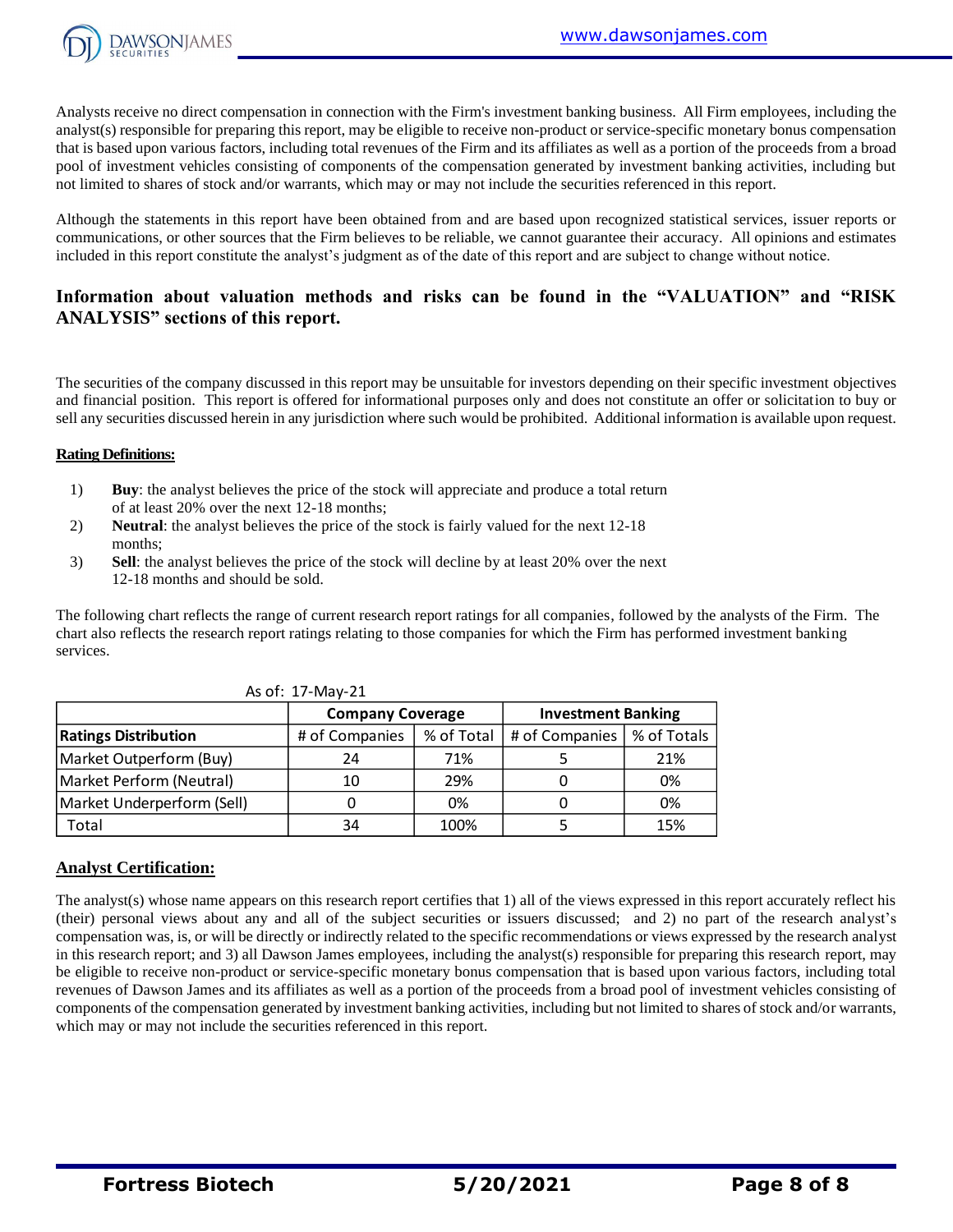Analysts receive no direct compensation in connection with the Firm's investment banking business. All Firm employees, including the analyst(s) responsible for preparing this report, may be eligible to receive non-product or service-specific monetary bonus compensation that is based upon various factors, including total revenues of the Firm and its affiliates as well as a portion of the proceeds from a broad pool of investment vehicles consisting of components of the compensation generated by investment banking activities, including but not limited to shares of stock and/or warrants, which may or may not include the securities referenced in this report.

Although the statements in this report have been obtained from and are based upon recognized statistical services, issuer reports or communications, or other sources that the Firm believes to be reliable, we cannot guarantee their accuracy. All opinions and estimates included in this report constitute the analyst's judgment as of the date of this report and are subject to change without notice.

## Information about valuation methods and risks can be found in the "VALUATION" and "RISK ANALYSIS" sections of this report.

The securities of the company discussed in this report may be unsuitable for investors depending on their specific investment objectives and financial position. This report is offered for informational purposes only and does not constitute an offer or solicitation to buy or sell any securities discussed herein in any jurisdiction where such would be prohibited. Additional information is available upon request.

**Rating Definitions:**

1) **Buy**: the analyst believes the price of the stock will appreciate and produce a total return of at least 20% over the next 12-18 months;
2) **Neutral**: the analyst believes the price of the stock is fairly valued for the next 12-18 months;
3) **Sell**: the analyst believes the price of the stock will decline by at least 20% over the next 12-18 months and should be sold.

The following chart reflects the range of current research report ratings for all companies, followed by the analysts of the Firm. The chart also reflects the research report ratings relating to those companies for which the Firm has performed investment banking services.

As of: 17-May-21

| | Company Coverage | | Investment Banking | |
|---|---|---|---|---|
| **Ratings Distribution** | # of Companies | % of Total | # of Companies | % of Totals |
| Market Outperform (Buy) | 24 | 71% | 5 | 21% |
| Market Perform (Neutral) | 10 | 29% | 0 | 0% |
| Market Underperform (Sell) | 0 | 0% | 0 | 0% |
| Total | 34 | 100% | 5 | 15% |

**Analyst Certification:**

The analyst(s) whose name appears on this research report certifies that 1) all of the views expressed in this report accurately reflect his (their) personal views about any and all of the subject securities or issuers discussed; and 2) no part of the research analyst's compensation was, is, or will be directly or indirectly related to the specific recommendations or views expressed by the research analyst in this research report; and 3) all Dawson James employees, including the analyst(s) responsible for preparing this research report, may be eligible to receive non-product or service-specific monetary bonus compensation that is based upon various factors, including total revenues of Dawson James and its affiliates as well as a portion of the proceeds from a broad pool of investment vehicles consisting of components of the compensation generated by investment banking activities, including but not limited to shares of stock and/or warrants, which may or may not include the securities referenced in this report.